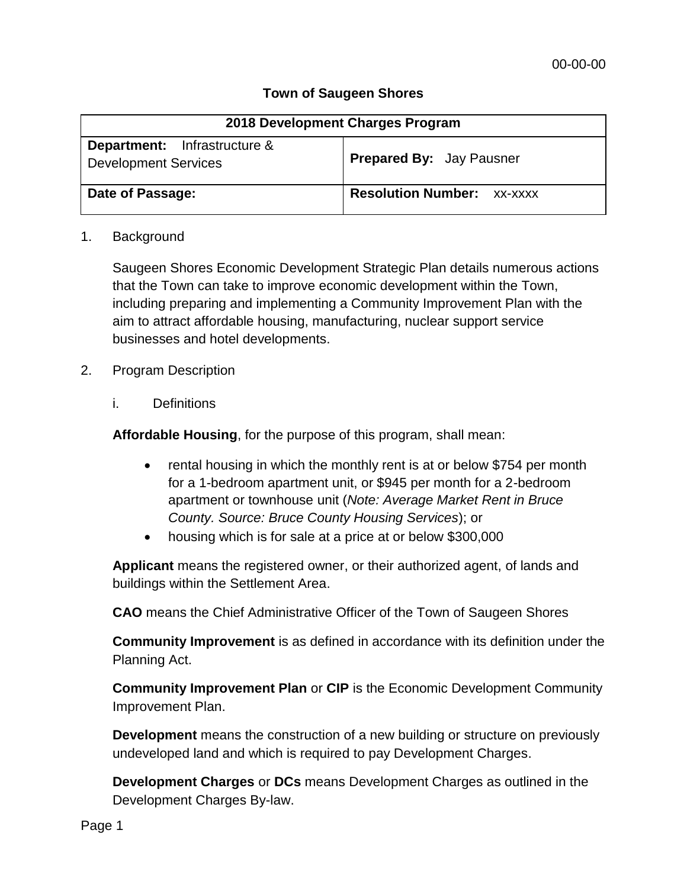00-00-00

**Town of Saugeen Shores**

| 2018 Development Charges Program | |
|---|---|
| **Department:** Infrastructure & Development Services | **Prepared By:** Jay Pausner |
| **Date of Passage:** | **Resolution Number:** xx-xxxx |

1. Background

   Saugeen Shores Economic Development Strategic Plan details numerous actions that the Town can take to improve economic development within the Town, including preparing and implementing a Community Improvement Plan with the aim to attract affordable housing, manufacturing, nuclear support service businesses and hotel developments.

2. Program Description

   i. Definitions

   **Affordable Housing**, for the purpose of this program, shall mean:

   - rental housing in which the monthly rent is at or below $754 per month for a 1-bedroom apartment unit, or $945 per month for a 2-bedroom apartment or townhouse unit (*Note: Average Market Rent in Bruce County. Source: Bruce County Housing Services*); or
   - housing which is for sale at a price at or below $300,000

   **Applicant** means the registered owner, or their authorized agent, of lands and buildings within the Settlement Area.

   **CAO** means the Chief Administrative Officer of the Town of Saugeen Shores

   **Community Improvement** is as defined in accordance with its definition under the Planning Act.

   **Community Improvement Plan** or **CIP** is the Economic Development Community Improvement Plan.

   **Development** means the construction of a new building or structure on previously undeveloped land and which is required to pay Development Charges.

   **Development Charges** or **DCs** means Development Charges as outlined in the Development Charges By-law.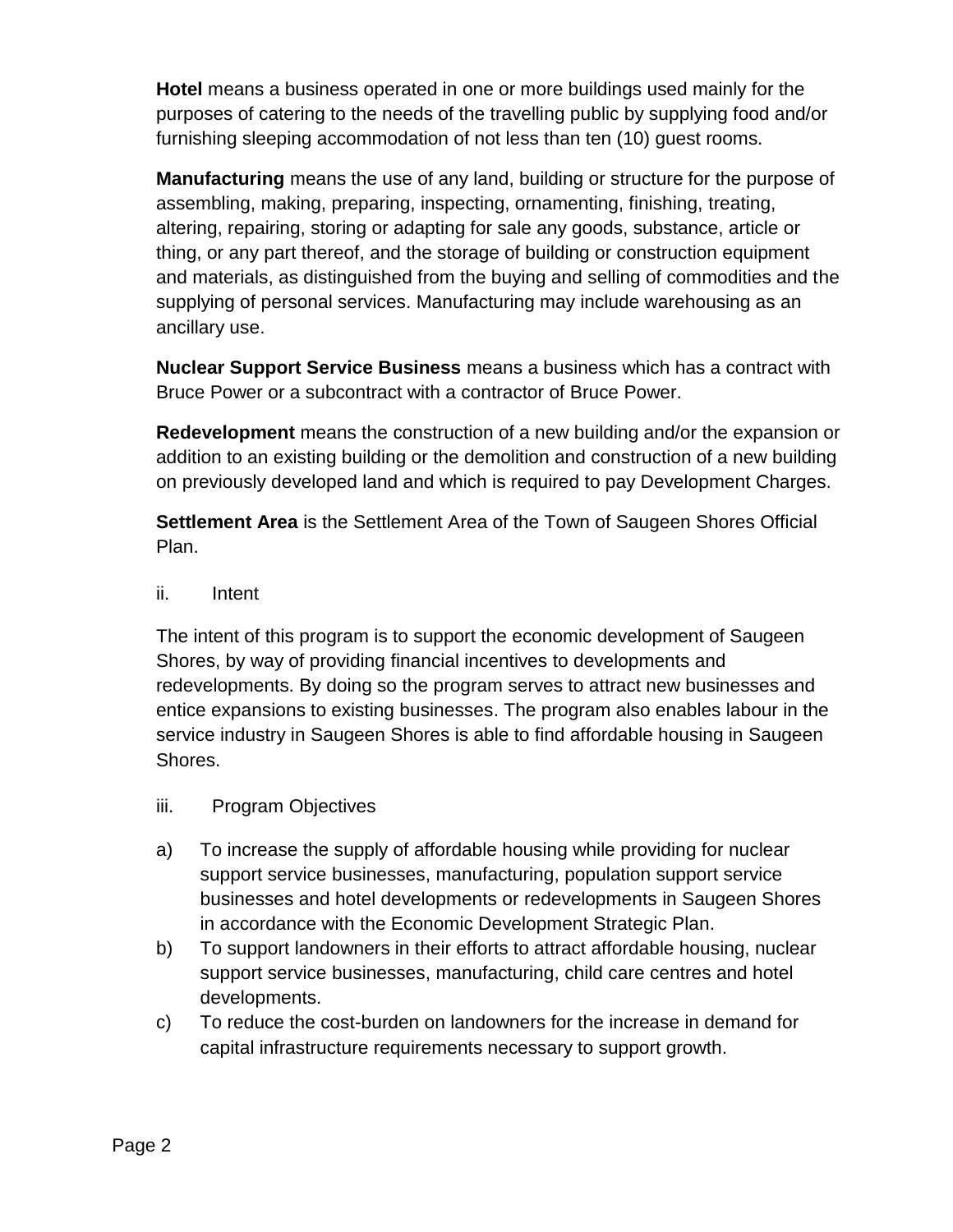**Hotel** means a business operated in one or more buildings used mainly for the purposes of catering to the needs of the travelling public by supplying food and/or furnishing sleeping accommodation of not less than ten (10) guest rooms.

**Manufacturing** means the use of any land, building or structure for the purpose of assembling, making, preparing, inspecting, ornamenting, finishing, treating, altering, repairing, storing or adapting for sale any goods, substance, article or thing, or any part thereof, and the storage of building or construction equipment and materials, as distinguished from the buying and selling of commodities and the supplying of personal services. Manufacturing may include warehousing as an ancillary use.

**Nuclear Support Service Business** means a business which has a contract with Bruce Power or a subcontract with a contractor of Bruce Power.

**Redevelopment** means the construction of a new building and/or the expansion or addition to an existing building or the demolition and construction of a new building on previously developed land and which is required to pay Development Charges.

**Settlement Area** is the Settlement Area of the Town of Saugeen Shores Official Plan.

ii. Intent

The intent of this program is to support the economic development of Saugeen Shores, by way of providing financial incentives to developments and redevelopments. By doing so the program serves to attract new businesses and entice expansions to existing businesses. The program also enables labour in the service industry in Saugeen Shores is able to find affordable housing in Saugeen Shores.

iii. Program Objectives

a) To increase the supply of affordable housing while providing for nuclear support service businesses, manufacturing, population support service businesses and hotel developments or redevelopments in Saugeen Shores in accordance with the Economic Development Strategic Plan.
b) To support landowners in their efforts to attract affordable housing, nuclear support service businesses, manufacturing, child care centres and hotel developments.
c) To reduce the cost-burden on landowners for the increase in demand for capital infrastructure requirements necessary to support growth.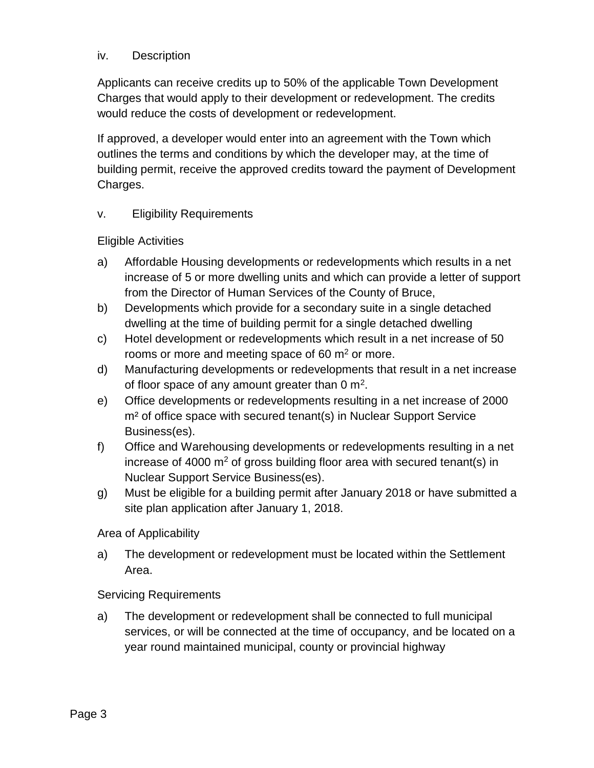### iv. Description

Applicants can receive credits up to 50% of the applicable Town Development Charges that would apply to their development or redevelopment. The credits would reduce the costs of development or redevelopment.

If approved, a developer would enter into an agreement with the Town which outlines the terms and conditions by which the developer may, at the time of building permit, receive the approved credits toward the payment of Development Charges.

### v. Eligibility Requirements

Eligible Activities

a) Affordable Housing developments or redevelopments which results in a net increase of 5 or more dwelling units and which can provide a letter of support from the Director of Human Services of the County of Bruce,
b) Developments which provide for a secondary suite in a single detached dwelling at the time of building permit for a single detached dwelling
c) Hotel development or redevelopments which result in a net increase of 50 rooms or more and meeting space of 60 $m^2$ or more.
d) Manufacturing developments or redevelopments that result in a net increase of floor space of any amount greater than 0 $m^2$.
e) Office developments or redevelopments resulting in a net increase of 2000 $m^2$ of office space with secured tenant(s) in Nuclear Support Service Business(es).
f) Office and Warehousing developments or redevelopments resulting in a net increase of 4000 $m^2$ of gross building floor area with secured tenant(s) in Nuclear Support Service Business(es).
g) Must be eligible for a building permit after January 2018 or have submitted a site plan application after January 1, 2018.

Area of Applicability

a) The development or redevelopment must be located within the Settlement Area.

Servicing Requirements

a) The development or redevelopment shall be connected to full municipal services, or will be connected at the time of occupancy, and be located on a year round maintained municipal, county or provincial highway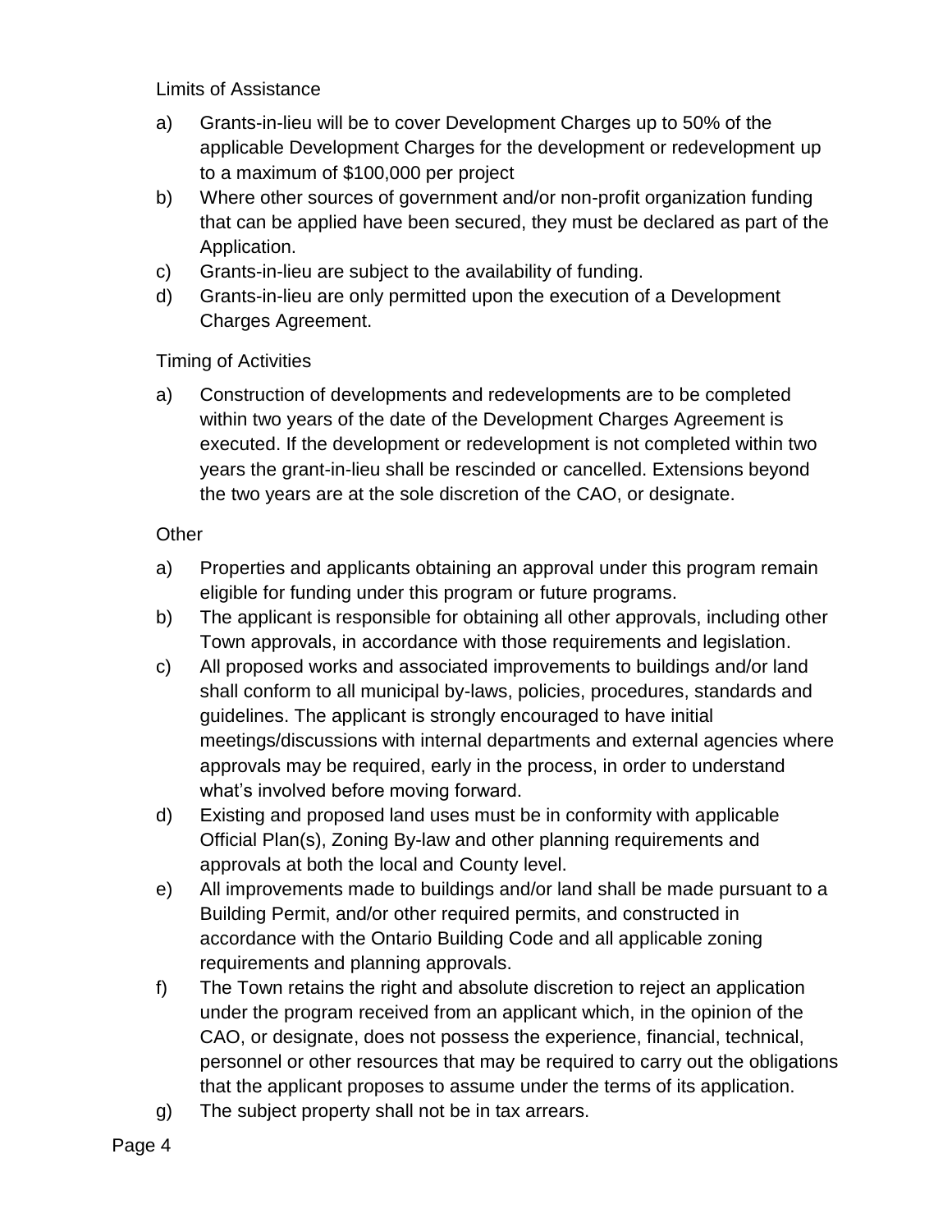### Limits of Assistance

a) Grants-in-lieu will be to cover Development Charges up to 50% of the applicable Development Charges for the development or redevelopment up to a maximum of $100,000 per project

b) Where other sources of government and/or non-profit organization funding that can be applied have been secured, they must be declared as part of the Application.

c) Grants-in-lieu are subject to the availability of funding.

d) Grants-in-lieu are only permitted upon the execution of a Development Charges Agreement.

### Timing of Activities

a) Construction of developments and redevelopments are to be completed within two years of the date of the Development Charges Agreement is executed. If the development or redevelopment is not completed within two years the grant-in-lieu shall be rescinded or cancelled. Extensions beyond the two years are at the sole discretion of the CAO, or designate.

### Other

a) Properties and applicants obtaining an approval under this program remain eligible for funding under this program or future programs.

b) The applicant is responsible for obtaining all other approvals, including other Town approvals, in accordance with those requirements and legislation.

c) All proposed works and associated improvements to buildings and/or land shall conform to all municipal by-laws, policies, procedures, standards and guidelines. The applicant is strongly encouraged to have initial meetings/discussions with internal departments and external agencies where approvals may be required, early in the process, in order to understand what's involved before moving forward.

d) Existing and proposed land uses must be in conformity with applicable Official Plan(s), Zoning By-law and other planning requirements and approvals at both the local and County level.

e) All improvements made to buildings and/or land shall be made pursuant to a Building Permit, and/or other required permits, and constructed in accordance with the Ontario Building Code and all applicable zoning requirements and planning approvals.

f) The Town retains the right and absolute discretion to reject an application under the program received from an applicant which, in the opinion of the CAO, or designate, does not possess the experience, financial, technical, personnel or other resources that may be required to carry out the obligations that the applicant proposes to assume under the terms of its application.

g) The subject property shall not be in tax arrears.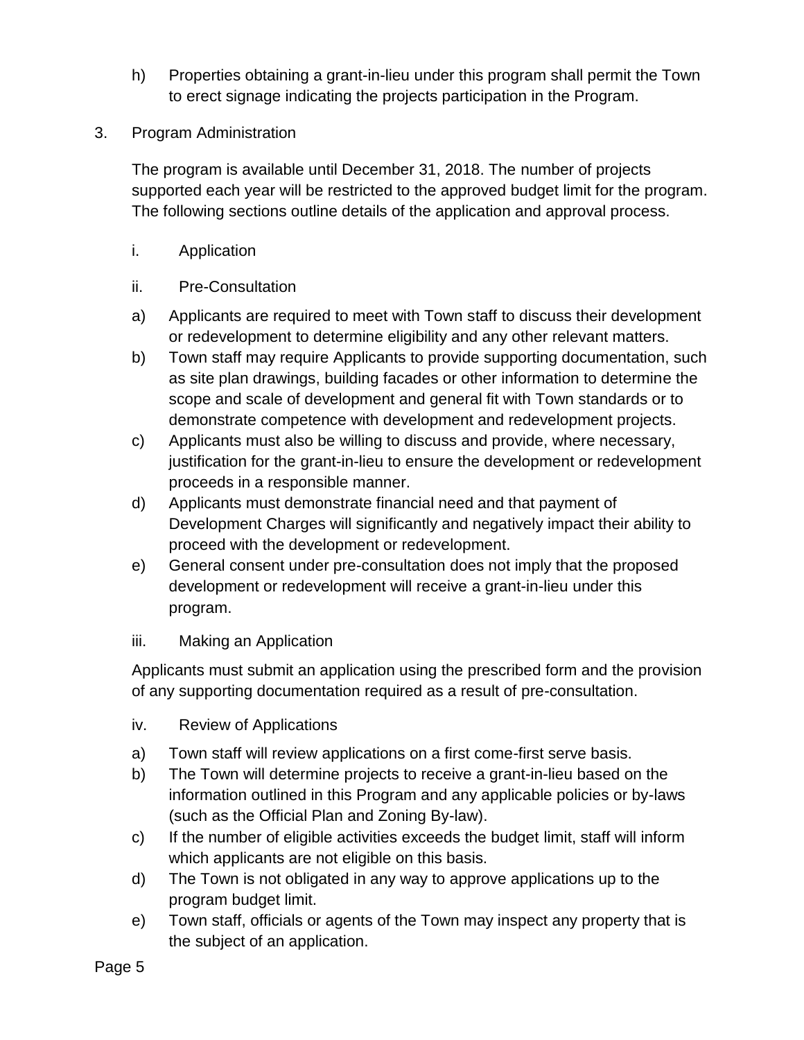h) Properties obtaining a grant-in-lieu under this program shall permit the Town to erect signage indicating the projects participation in the Program.

3. Program Administration

The program is available until December 31, 2018. The number of projects supported each year will be restricted to the approved budget limit for the program. The following sections outline details of the application and approval process.

i. Application

ii. Pre-Consultation

a) Applicants are required to meet with Town staff to discuss their development or redevelopment to determine eligibility and any other relevant matters.
b) Town staff may require Applicants to provide supporting documentation, such as site plan drawings, building facades or other information to determine the scope and scale of development and general fit with Town standards or to demonstrate competence with development and redevelopment projects.
c) Applicants must also be willing to discuss and provide, where necessary, justification for the grant-in-lieu to ensure the development or redevelopment proceeds in a responsible manner.
d) Applicants must demonstrate financial need and that payment of Development Charges will significantly and negatively impact their ability to proceed with the development or redevelopment.
e) General consent under pre-consultation does not imply that the proposed development or redevelopment will receive a grant-in-lieu under this program.

iii. Making an Application

Applicants must submit an application using the prescribed form and the provision of any supporting documentation required as a result of pre-consultation.

iv. Review of Applications

a) Town staff will review applications on a first come-first serve basis.
b) The Town will determine projects to receive a grant-in-lieu based on the information outlined in this Program and any applicable policies or by-laws (such as the Official Plan and Zoning By-law).
c) If the number of eligible activities exceeds the budget limit, staff will inform which applicants are not eligible on this basis.
d) The Town is not obligated in any way to approve applications up to the program budget limit.
e) Town staff, officials or agents of the Town may inspect any property that is the subject of an application.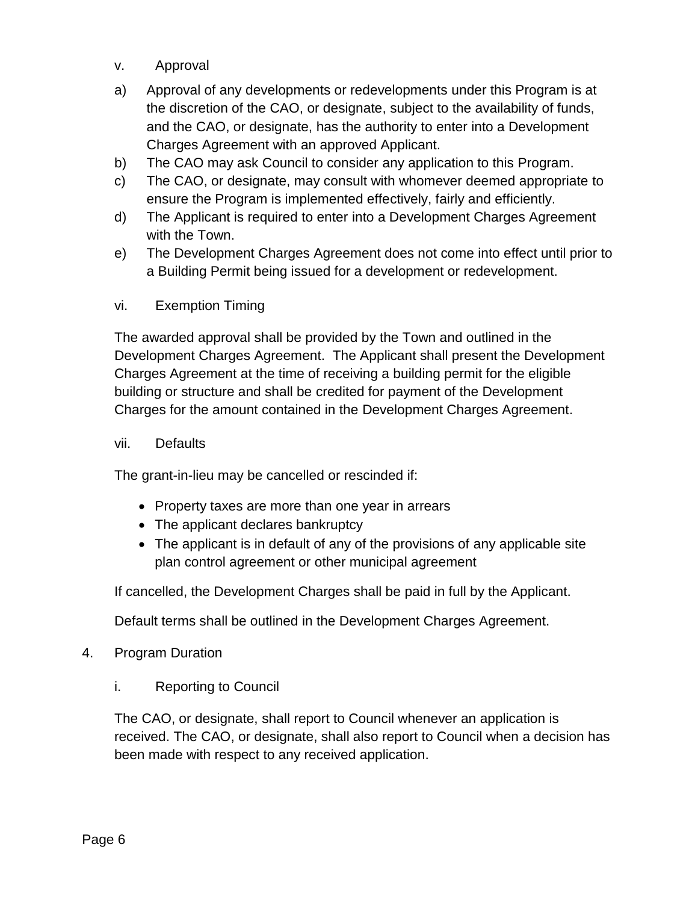v. Approval

a) Approval of any developments or redevelopments under this Program is at the discretion of the CAO, or designate, subject to the availability of funds, and the CAO, or designate, has the authority to enter into a Development Charges Agreement with an approved Applicant.
b) The CAO may ask Council to consider any application to this Program.
c) The CAO, or designate, may consult with whomever deemed appropriate to ensure the Program is implemented effectively, fairly and efficiently.
d) The Applicant is required to enter into a Development Charges Agreement with the Town.
e) The Development Charges Agreement does not come into effect until prior to a Building Permit being issued for a development or redevelopment.

vi. Exemption Timing

The awarded approval shall be provided by the Town and outlined in the Development Charges Agreement. The Applicant shall present the Development Charges Agreement at the time of receiving a building permit for the eligible building or structure and shall be credited for payment of the Development Charges for the amount contained in the Development Charges Agreement.

vii. Defaults

The grant-in-lieu may be cancelled or rescinded if:

- Property taxes are more than one year in arrears
- The applicant declares bankruptcy
- The applicant is in default of any of the provisions of any applicable site plan control agreement or other municipal agreement

If cancelled, the Development Charges shall be paid in full by the Applicant.

Default terms shall be outlined in the Development Charges Agreement.

4. Program Duration

i. Reporting to Council

The CAO, or designate, shall report to Council whenever an application is received. The CAO, or designate, shall also report to Council when a decision has been made with respect to any received application.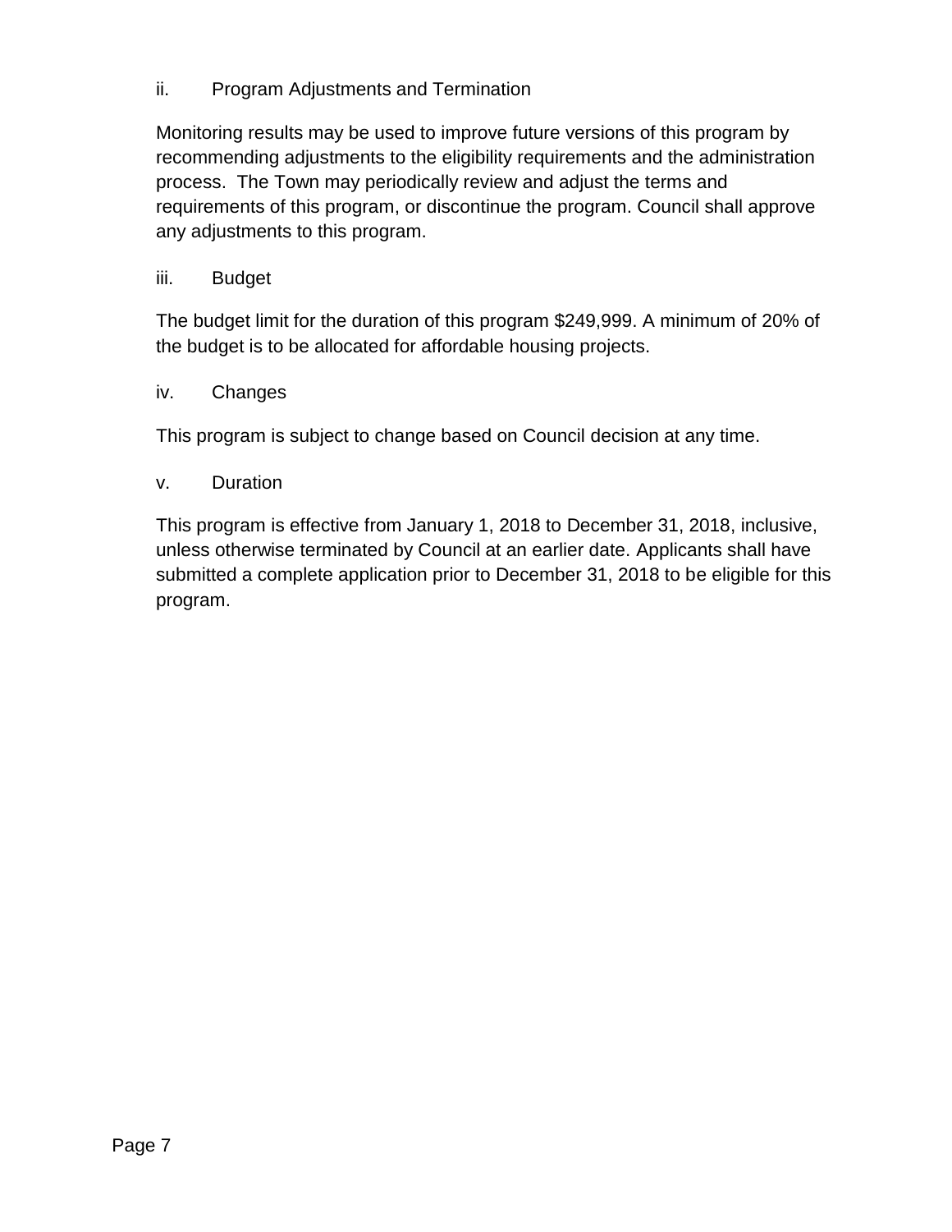ii. Program Adjustments and Termination

Monitoring results may be used to improve future versions of this program by recommending adjustments to the eligibility requirements and the administration process. The Town may periodically review and adjust the terms and requirements of this program, or discontinue the program. Council shall approve any adjustments to this program.

iii. Budget

The budget limit for the duration of this program $249,999. A minimum of 20% of the budget is to be allocated for affordable housing projects.

iv. Changes

This program is subject to change based on Council decision at any time.

v. Duration

This program is effective from January 1, 2018 to December 31, 2018, inclusive, unless otherwise terminated by Council at an earlier date. Applicants shall have submitted a complete application prior to December 31, 2018 to be eligible for this program.